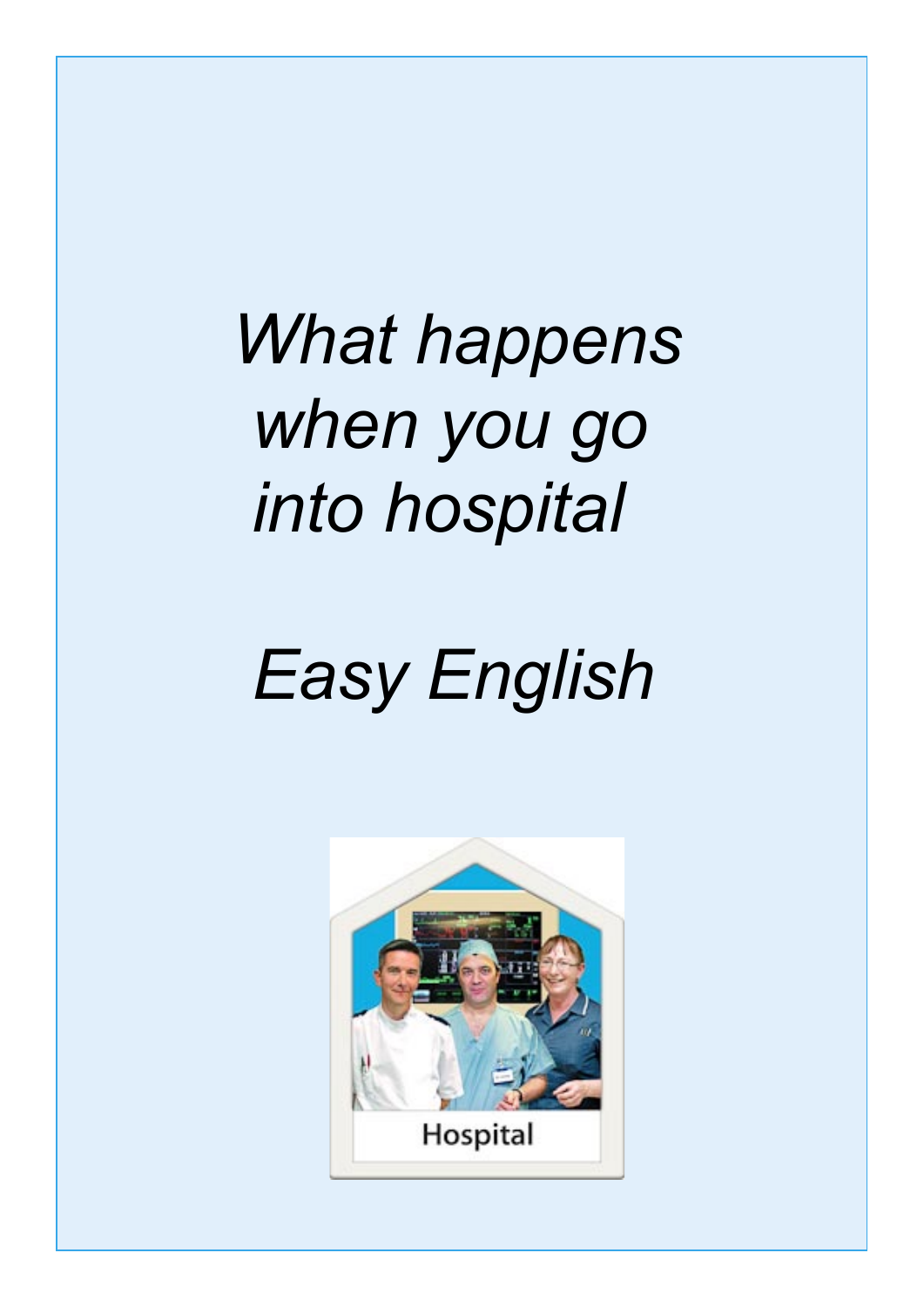# *What happens when you go into hospital*

# *Easy English*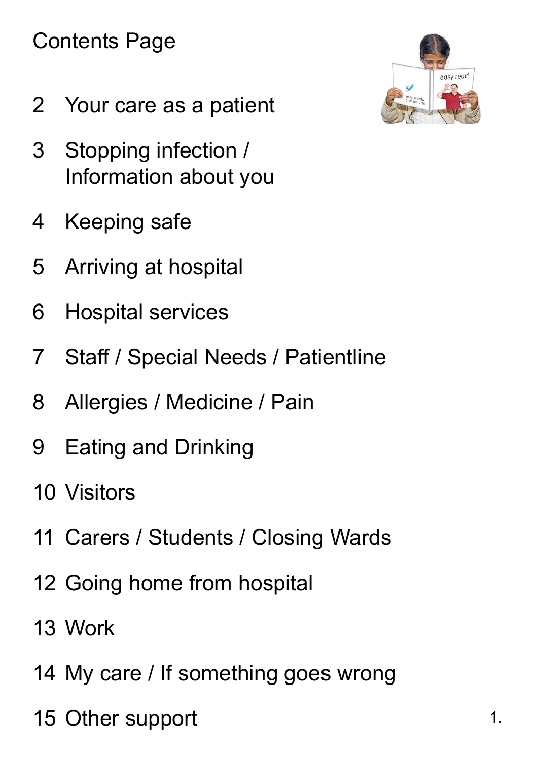# Contents Page

2 Your care as a patient

3 Stopping infection / Information about you

4 Keeping safe

5 Arriving at hospital

6 Hospital services

7 Staff / Special Needs / Patientline

8 Allergies / Medicine / Pain

9 Eating and Drinking

10 Visitors

11 Carers / Students / Closing Wards

12 Going home from hospital

13 Work

14 My care / If something goes wrong

15 Other support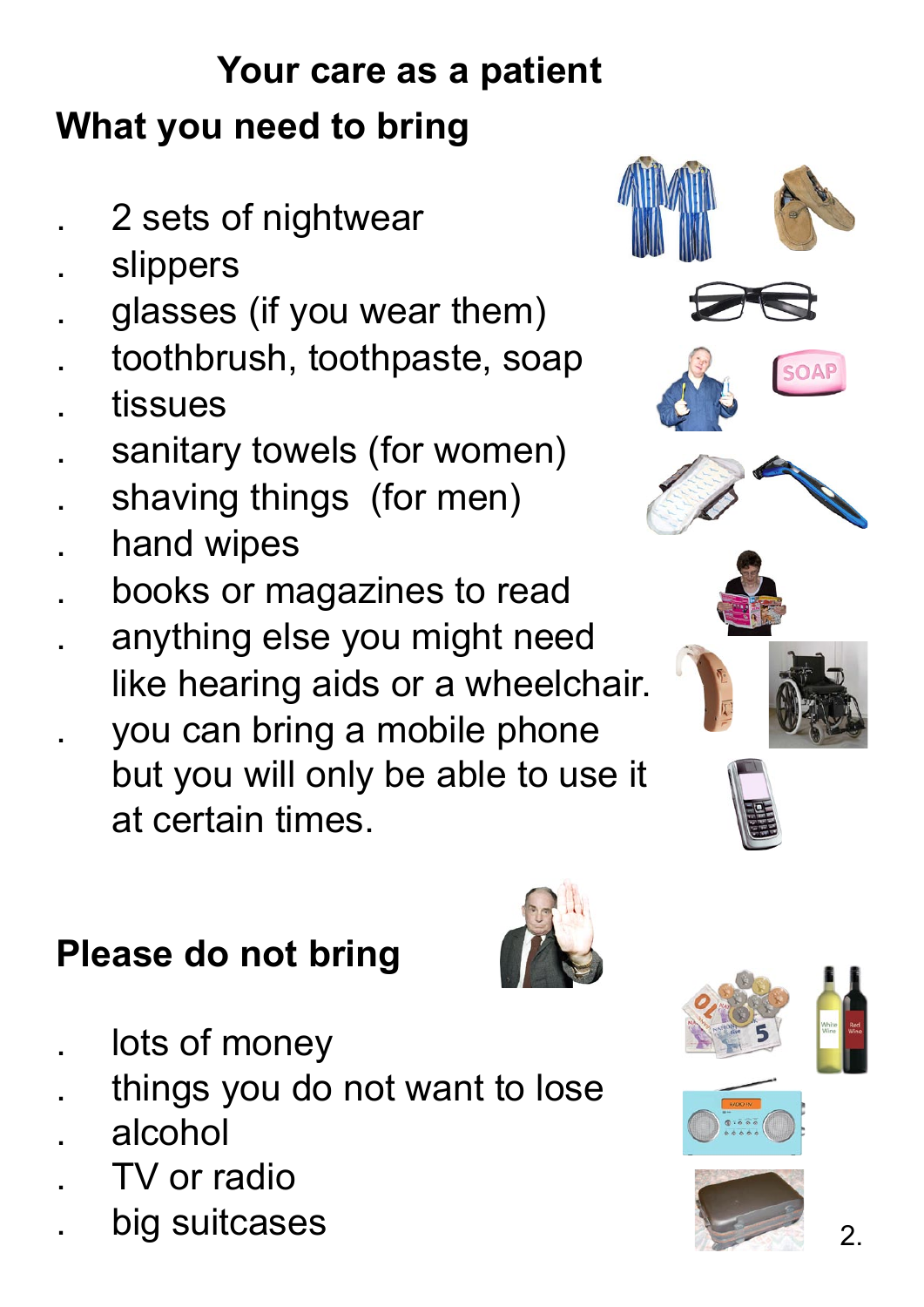# Your care as a patient

## What you need to bring

- 2 sets of nightwear
- slippers
- glasses (if you wear them)
- toothbrush, toothpaste, soap
- tissues
- sanitary towels (for women)
- shaving things (for men)
- hand wipes
- books or magazines to read
- anything else you might need like hearing aids or a wheelchair.
- you can bring a mobile phone but you will only be able to use it at certain times.

## Please do not bring

- lots of money
- things you do not want to lose
- alcohol
- TV or radio
- big suitcases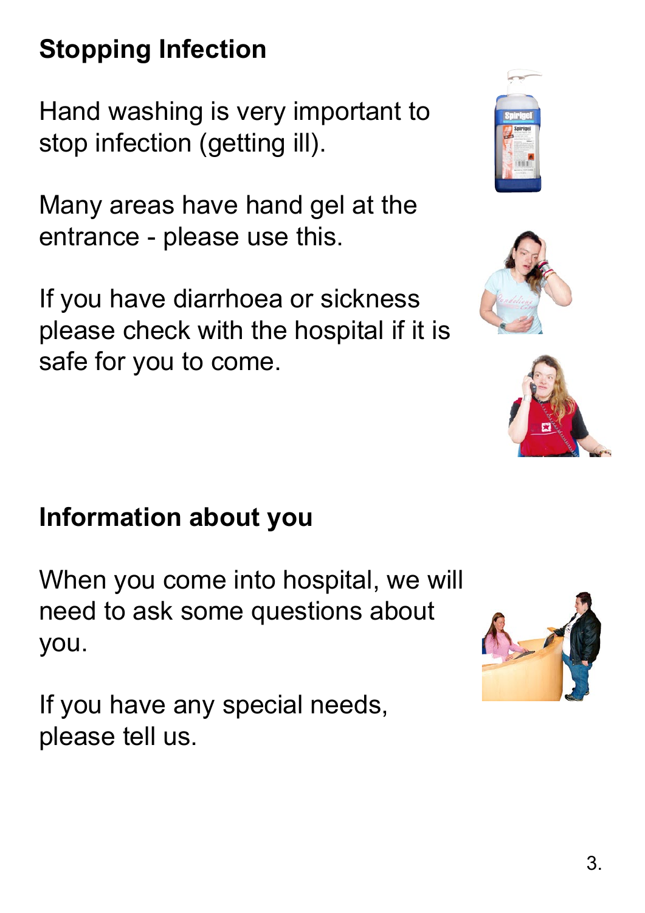## Stopping Infection

Hand washing is very important to stop infection (getting ill).

Many areas have hand gel at the entrance - please use this.

If you have diarrhoea or sickness please check with the hospital if it is safe for you to come.

## Information about you

When you come into hospital, we will need to ask some questions about you.

If you have any special needs, please tell us.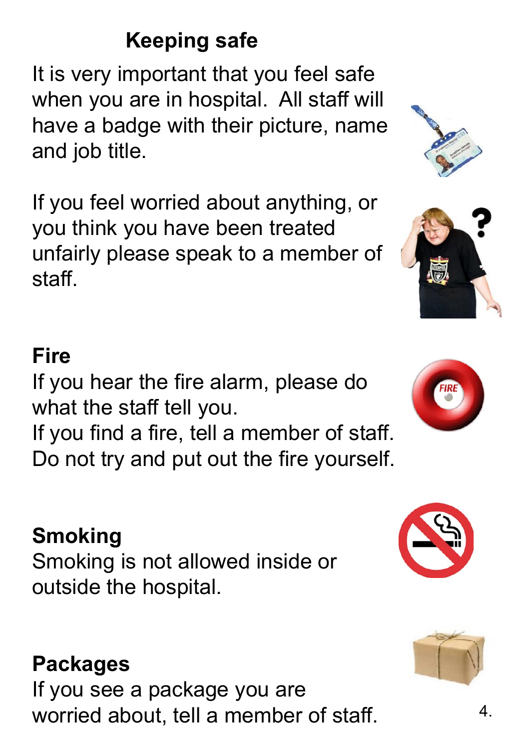# Keeping safe

It is very important that you feel safe when you are in hospital. All staff will have a badge with their picture, name and job title.

If you feel worried about anything, or you think you have been treated unfairly please speak to a member of staff.

## Fire

If you hear the fire alarm, please do what the staff tell you.
If you find a fire, tell a member of staff.
Do not try and put out the fire yourself.

## Smoking

Smoking is not allowed inside or outside the hospital.

## Packages

If you see a package you are worried about, tell a member of staff.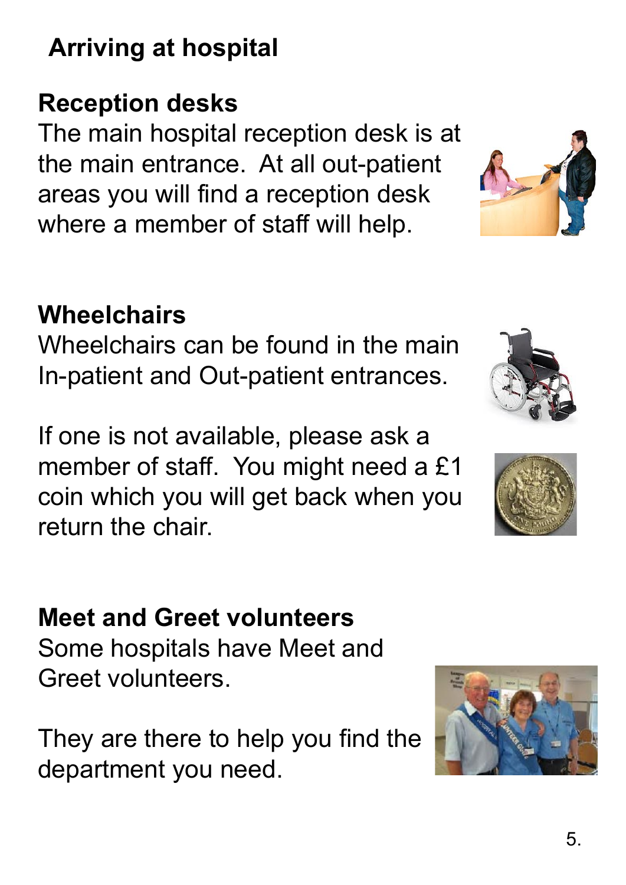# Arriving at hospital

## Reception desks

The main hospital reception desk is at the main entrance. At all out-patient areas you will find a reception desk where a member of staff will help.

## Wheelchairs

Wheelchairs can be found in the main In-patient and Out-patient entrances.

If one is not available, please ask a member of staff. You might need a £1 coin which you will get back when you return the chair.

## Meet and Greet volunteers

Some hospitals have Meet and Greet volunteers.

They are there to help you find the department you need.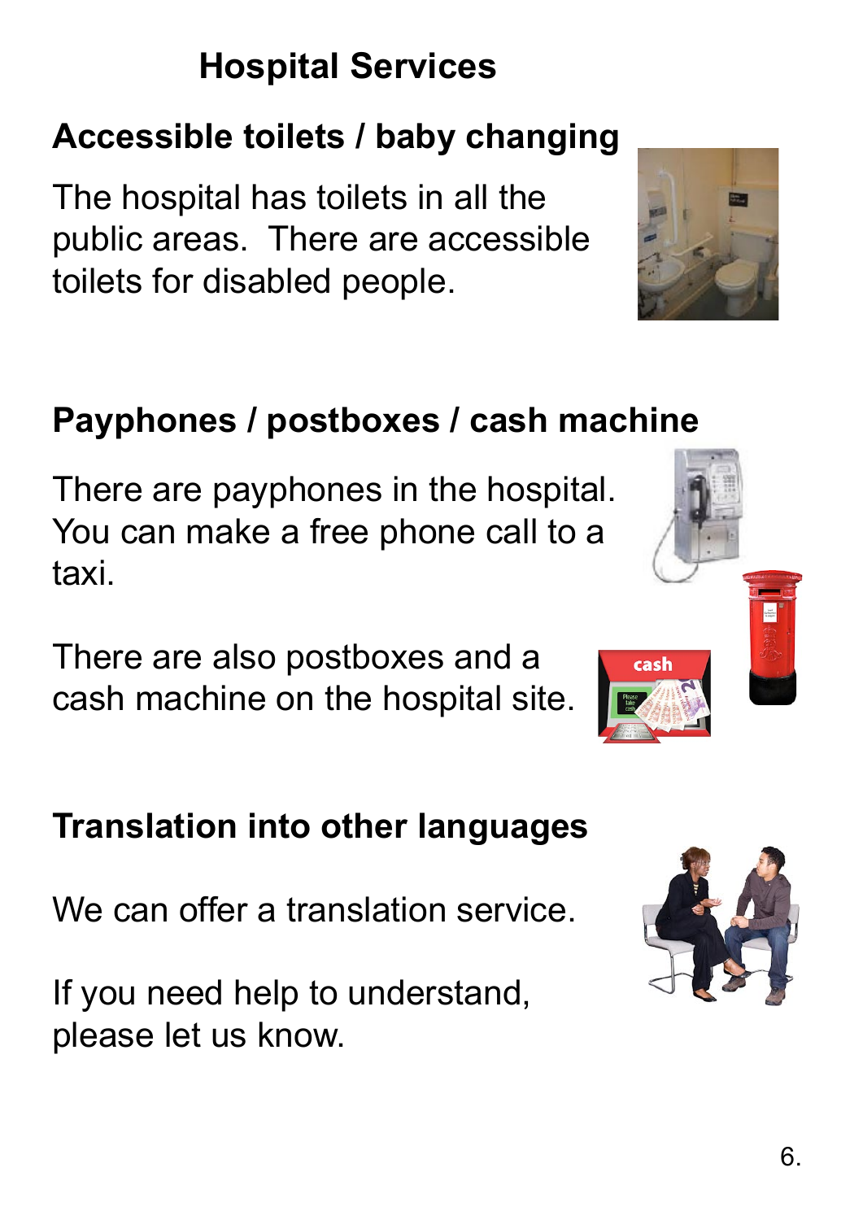# Hospital Services

## Accessible toilets / baby changing

The hospital has toilets in all the public areas. There are accessible toilets for disabled people.

## Payphones / postboxes / cash machine

There are payphones in the hospital. You can make a free phone call to a taxi.

There are also postboxes and a cash machine on the hospital site.

## Translation into other languages

We can offer a translation service.

If you need help to understand, please let us know.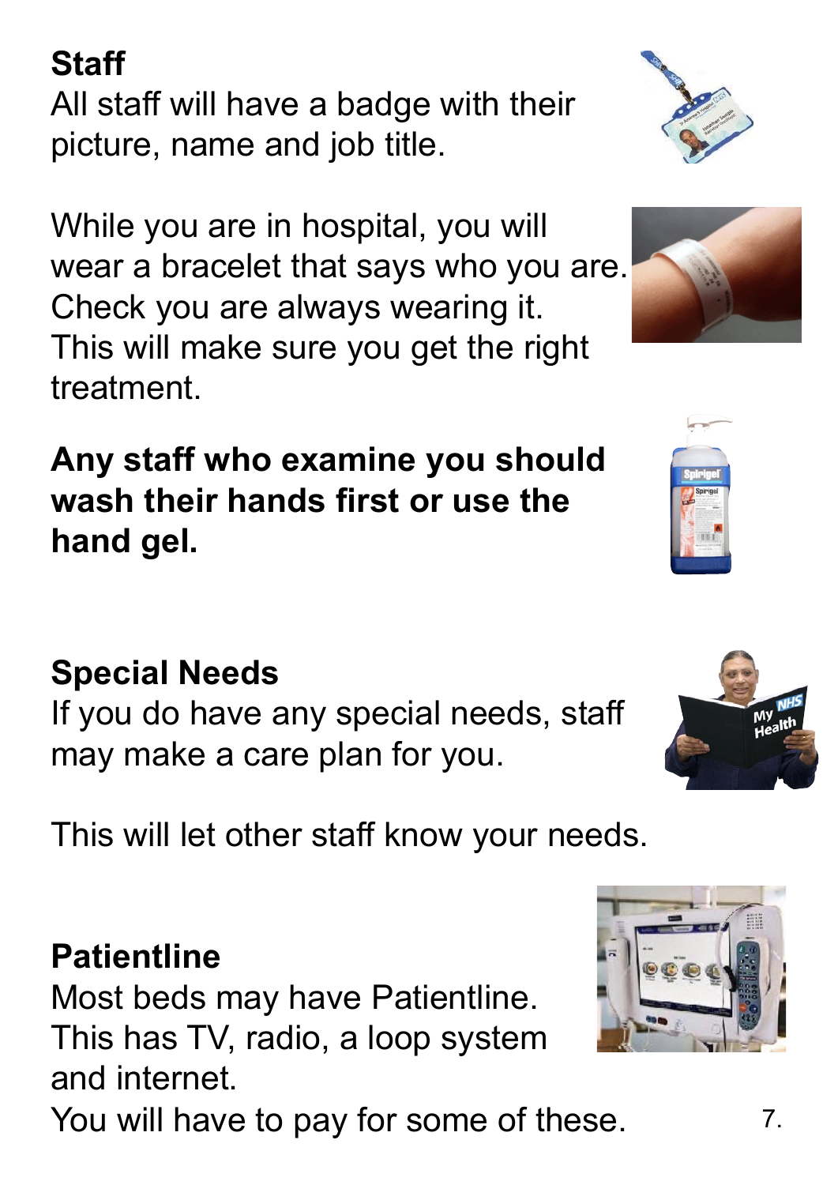## Staff

All staff will have a badge with their picture, name and job title.

While you are in hospital, you will wear a bracelet that says who you are. Check you are always wearing it. This will make sure you get the right treatment.

**Any staff who examine you should wash their hands first or use the hand gel.**

## Special Needs

If you do have any special needs, staff may make a care plan for you.

This will let other staff know your needs.

## Patientline

Most beds may have Patientline. This has TV, radio, a loop system and internet.
You will have to pay for some of these.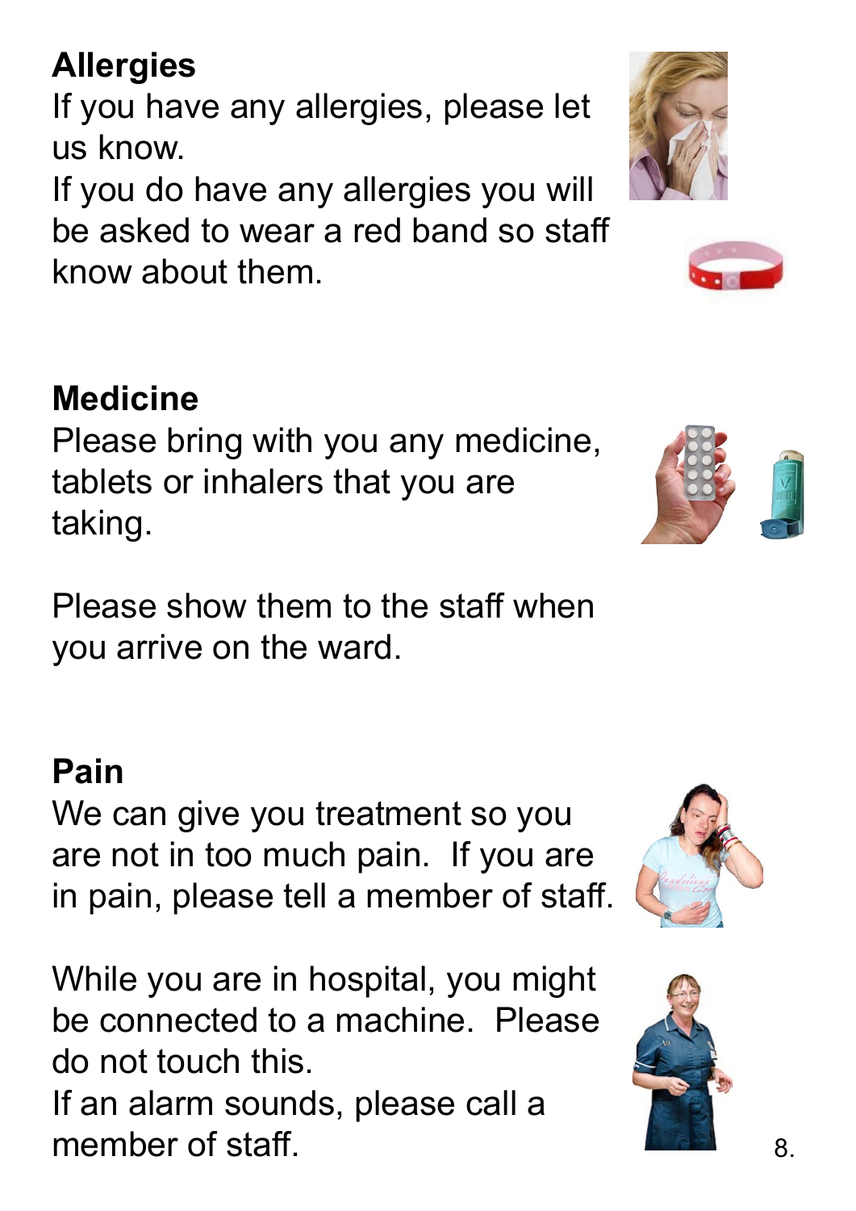## Allergies

If you have any allergies, please let us know.

If you do have any allergies you will be asked to wear a red band so staff know about them.

## Medicine

Please bring with you any medicine, tablets or inhalers that you are taking.

Please show them to the staff when you arrive on the ward.

## Pain

We can give you treatment so you are not in too much pain. If you are in pain, please tell a member of staff.

While you are in hospital, you might be connected to a machine. Please do not touch this.

If an alarm sounds, please call a member of staff.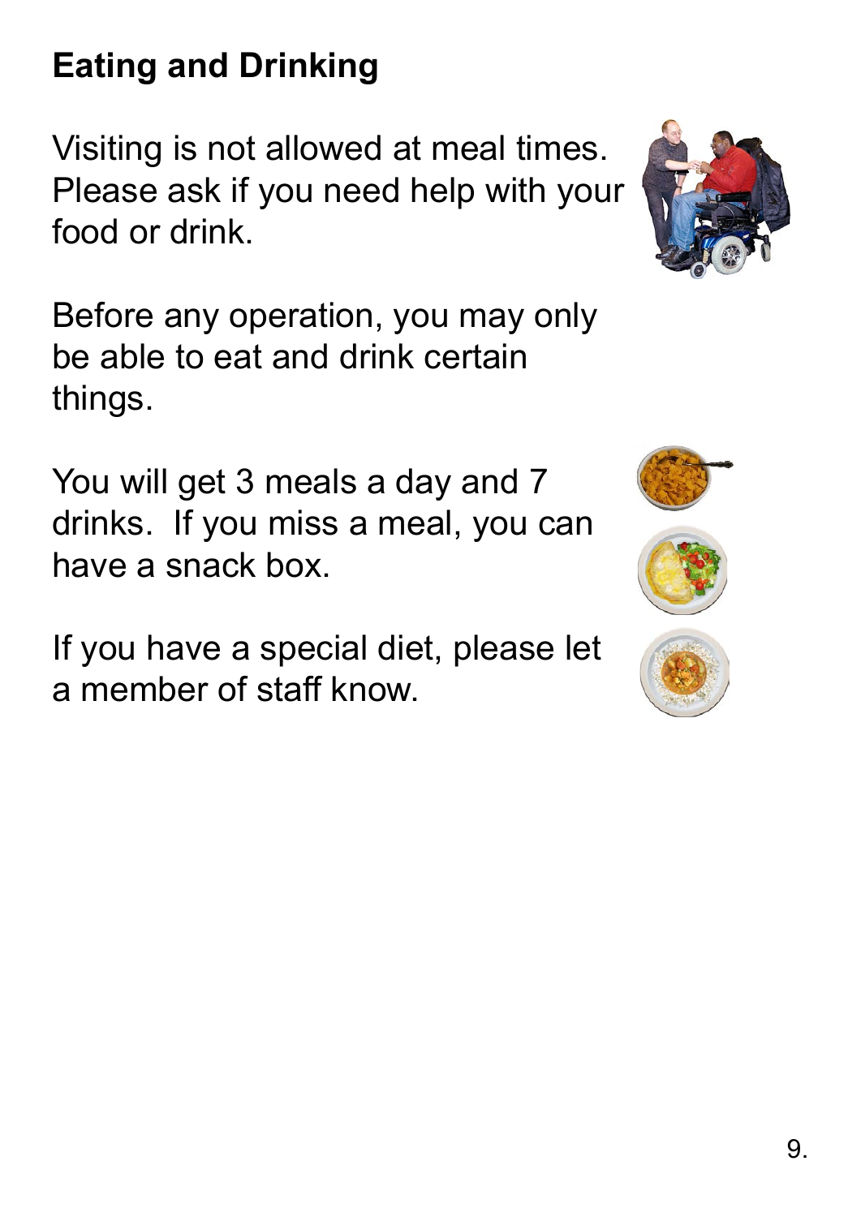## Eating and Drinking

Visiting is not allowed at meal times. Please ask if you need help with your food or drink.

Before any operation, you may only be able to eat and drink certain things.

You will get 3 meals a day and 7 drinks. If you miss a meal, you can have a snack box.

If you have a special diet, please let a member of staff know.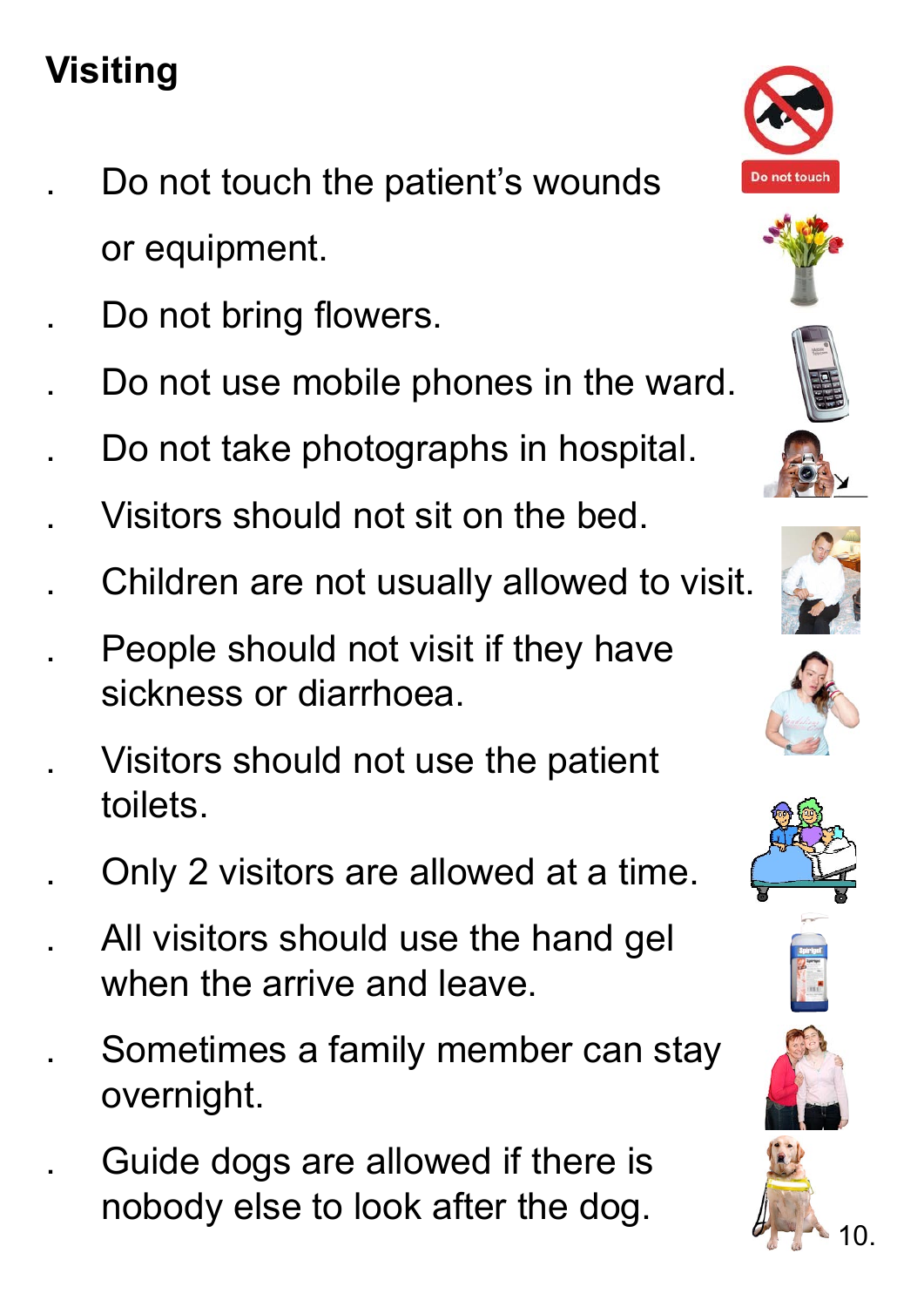# Visiting

- Do not touch the patient's wounds or equipment.
- Do not bring flowers.
- Do not use mobile phones in the ward.
- Do not take photographs in hospital.
- Visitors should not sit on the bed.
- Children are not usually allowed to visit.
- People should not visit if they have sickness or diarrhoea.
- Visitors should not use the patient toilets.
- Only 2 visitors are allowed at a time.
- All visitors should use the hand gel when the arrive and leave.
- Sometimes a family member can stay overnight.
- Guide dogs are allowed if there is nobody else to look after the dog.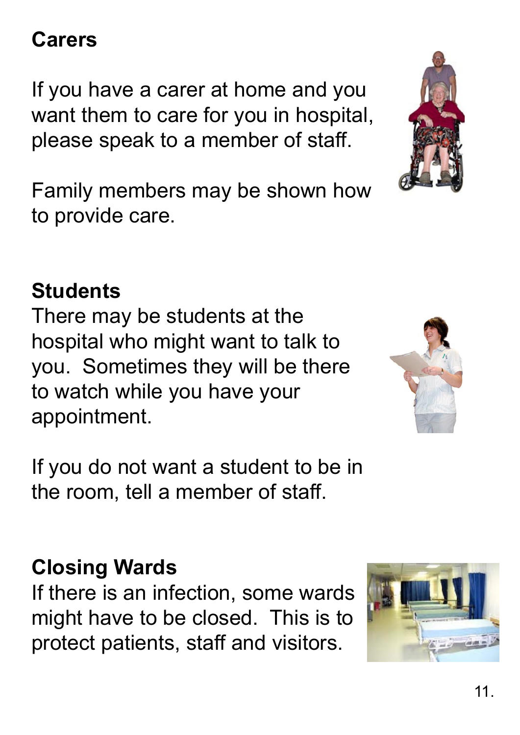## Carers

If you have a carer at home and you want them to care for you in hospital, please speak to a member of staff.

Family members may be shown how to provide care.

## Students

There may be students at the hospital who might want to talk to you. Sometimes they will be there to watch while you have your appointment.

If you do not want a student to be in the room, tell a member of staff.

## Closing Wards

If there is an infection, some wards might have to be closed. This is to protect patients, staff and visitors.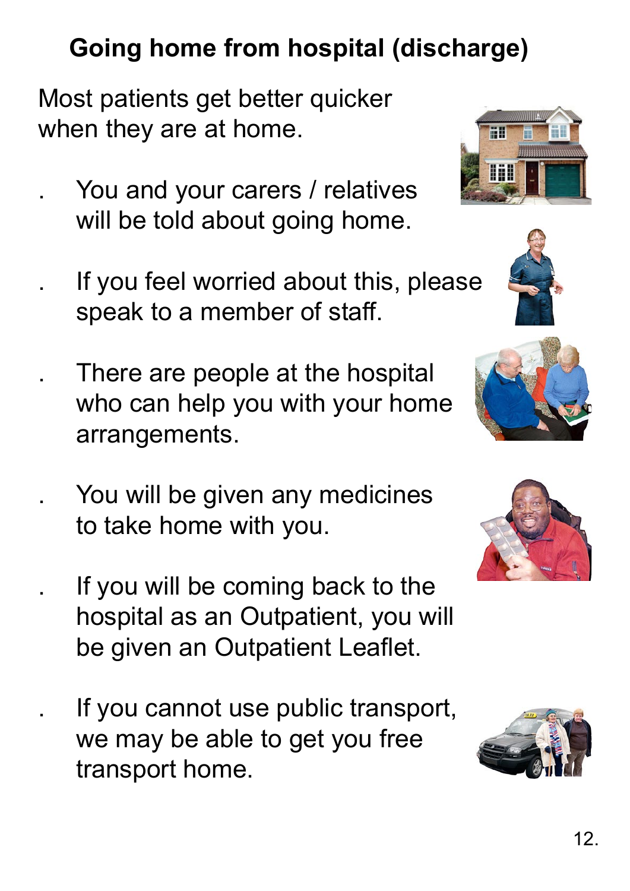# Going home from hospital (discharge)

Most patients get better quicker when they are at home.

- You and your carers / relatives will be told about going home.
- If you feel worried about this, please speak to a member of staff.
- There are people at the hospital who can help you with your home arrangements.
- You will be given any medicines to take home with you.
- If you will be coming back to the hospital as an Outpatient, you will be given an Outpatient Leaflet.
- If you cannot use public transport, we may be able to get you free transport home.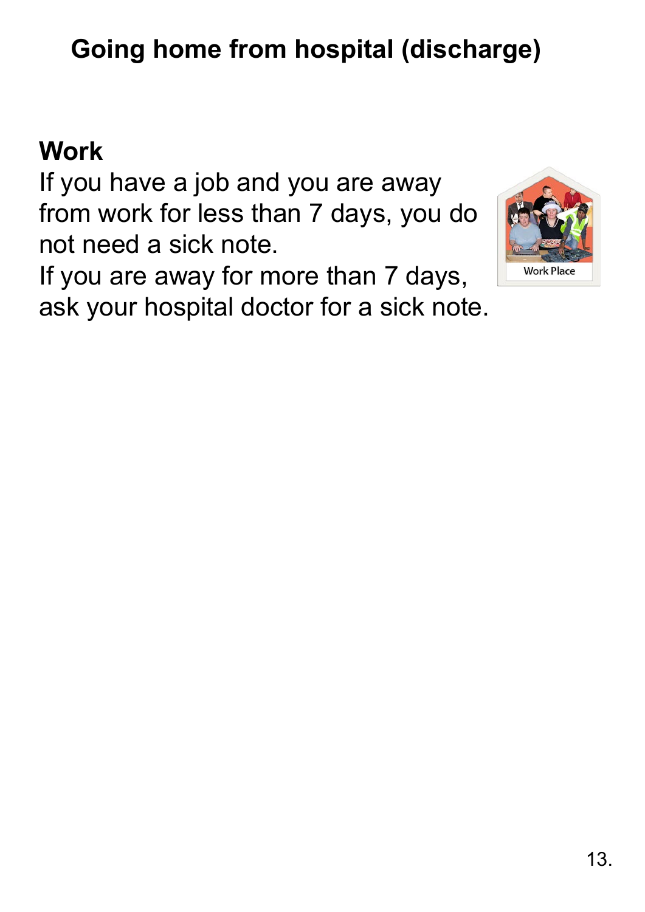# Going home from hospital (discharge)

## Work

If you have a job and you are away from work for less than 7 days, you do not need a sick note.

If you are away for more than 7 days, ask your hospital doctor for a sick note.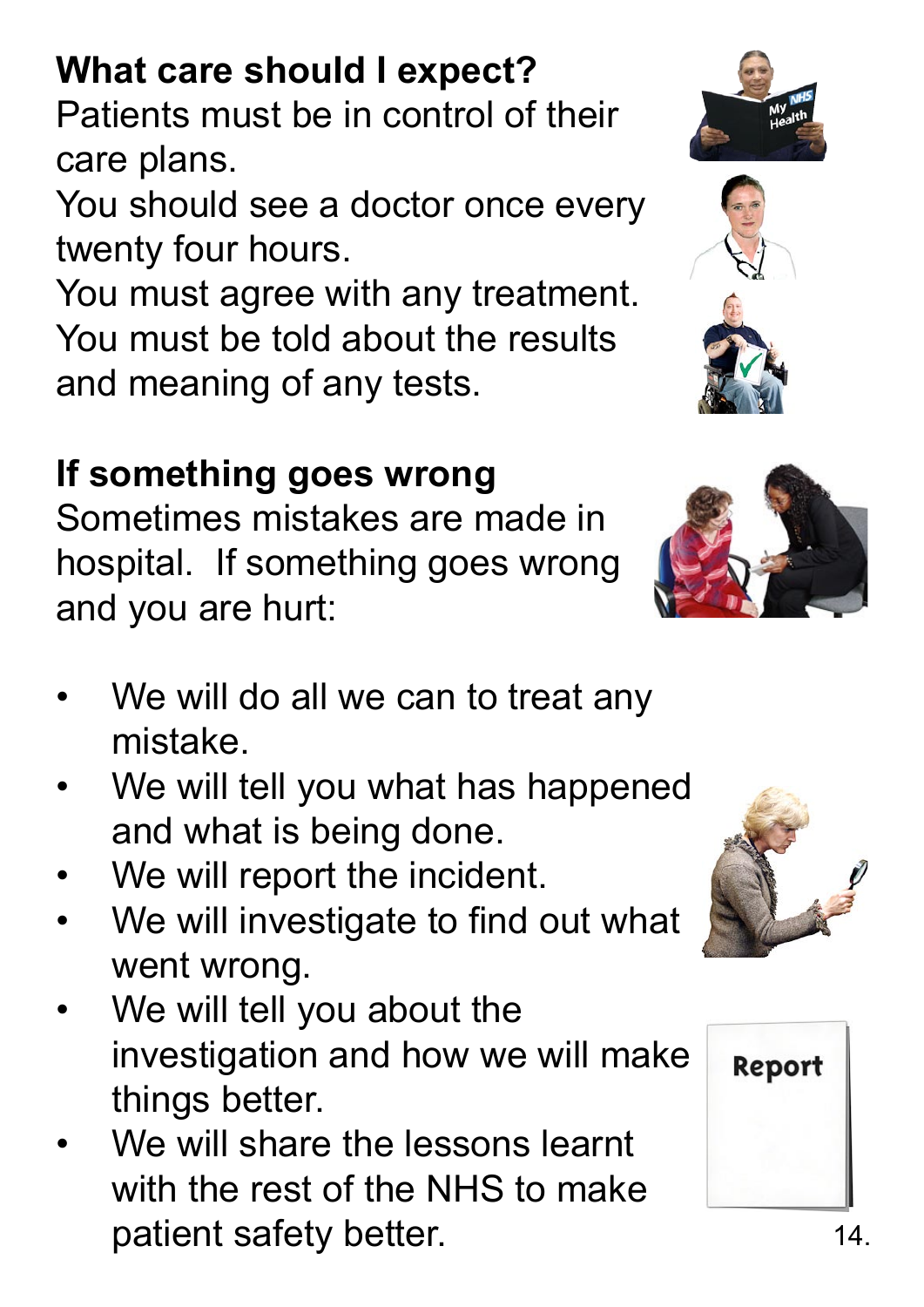## What care should I expect?

Patients must be in control of their care plans.

You should see a doctor once every twenty four hours.

You must agree with any treatment.

You must be told about the results and meaning of any tests.

## If something goes wrong

Sometimes mistakes are made in hospital. If something goes wrong and you are hurt:

- We will do all we can to treat any mistake.
- We will tell you what has happened and what is being done.
- We will report the incident.
- We will investigate to find out what went wrong.
- We will tell you about the investigation and how we will make things better.
- We will share the lessons learnt with the rest of the NHS to make patient safety better.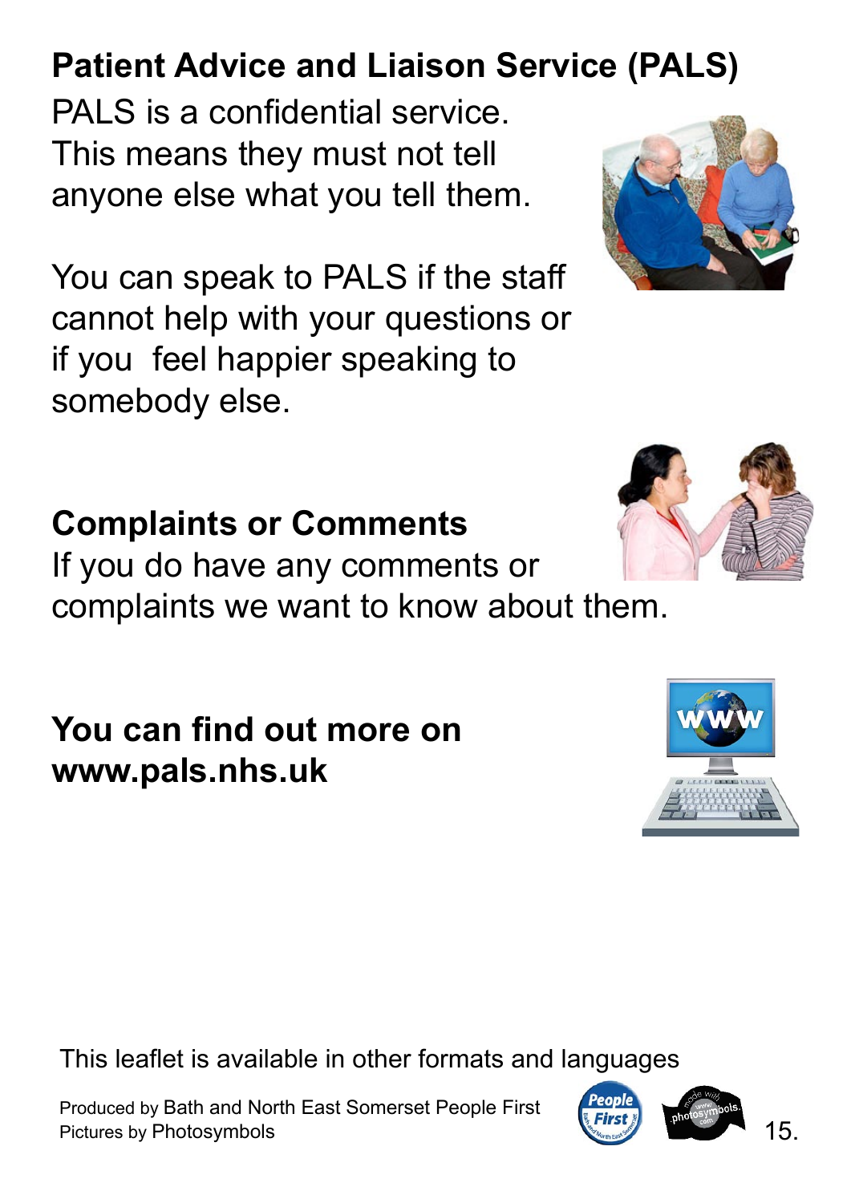## Patient Advice and Liaison Service (PALS)

PALS is a confidential service. This means they must not tell anyone else what you tell them.

You can speak to PALS if the staff cannot help with your questions or if you feel happier speaking to somebody else.

## Complaints or Comments

If you do have any comments or complaints we want to know about them.

**You can find out more on www.pals.nhs.uk**

This leaflet is available in other formats and languages

Produced by Bath and North East Somerset People First
Pictures by Photosymbols